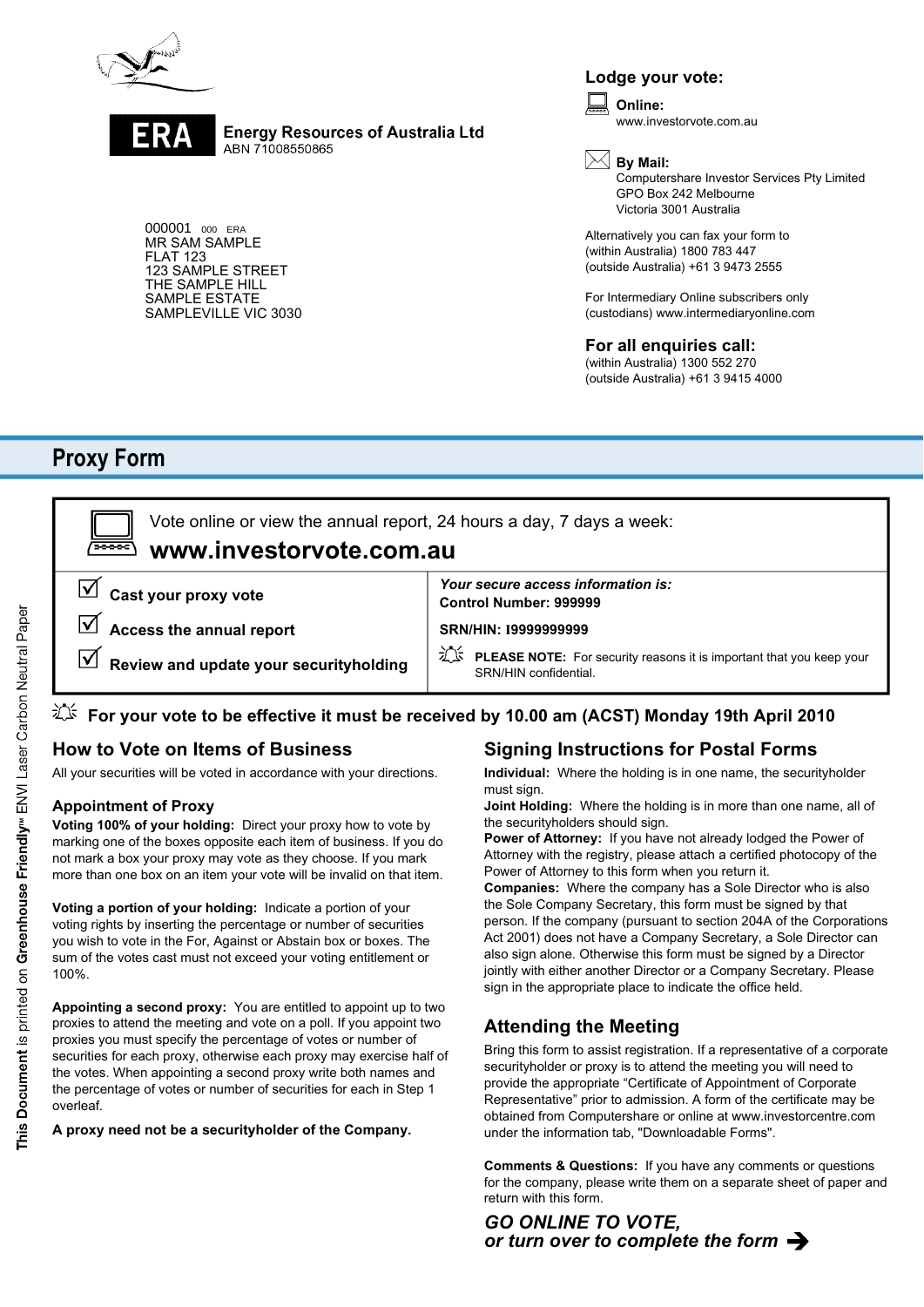**ERA** Energy Resources of Australia Ltd
ABN 71008550865

000001 000 ERA
MR SAM SAMPLE
FLAT 123
123 SAMPLE STREET
THE SAMPLE HILL
SAMPLE ESTATE
SAMPLEVILLE VIC 3030

**Lodge your vote:**

**Online:**
www.investorvote.com.au

**By Mail:**
Computershare Investor Services Pty Limited
GPO Box 242 Melbourne
Victoria 3001 Australia

Alternatively you can fax your form to
(within Australia) 1800 783 447
(outside Australia) +61 3 9473 2555

For Intermediary Online subscribers only
(custodians) www.intermediaryonline.com

**For all enquiries call:**
(within Australia) 1300 552 270
(outside Australia) +61 3 9415 4000

# Proxy Form

Vote online or view the annual report, 24 hours a day, 7 days a week:

**www.investorvote.com.au**

| | |
|---|---|
| ☑ **Cast your proxy vote** | ***Your secure access information is:*** **Control Number: 999999** |
| ☑ **Access the annual report** | **SRN/HIN: I9999999999** |
| ☑ **Review and update your securityholding** | **PLEASE NOTE:** For security reasons it is important that you keep your SRN/HIN confidential. |

**For your vote to be effective it must be received by 10.00 am (ACST) Monday 19th April 2010**

## How to Vote on Items of Business

All your securities will be voted in accordance with your directions.

### Appointment of Proxy

**Voting 100% of your holding:** Direct your proxy how to vote by marking one of the boxes opposite each item of business. If you do not mark a box your proxy may vote as they choose. If you mark more than one box on an item your vote will be invalid on that item.

**Voting a portion of your holding:** Indicate a portion of your voting rights by inserting the percentage or number of securities you wish to vote in the For, Against or Abstain box or boxes. The sum of the votes cast must not exceed your voting entitlement or 100%.

**Appointing a second proxy:** You are entitled to appoint up to two proxies to attend the meeting and vote on a poll. If you appoint two proxies you must specify the percentage of votes or number of securities for each proxy, otherwise each proxy may exercise half of the votes. When appointing a second proxy write both names and the percentage of votes or number of securities for each in Step 1 overleaf.

**A proxy need not be a securityholder of the Company.**

## Signing Instructions for Postal Forms

**Individual:** Where the holding is in one name, the securityholder must sign.

**Joint Holding:** Where the holding is in more than one name, all of the securityholders should sign.

**Power of Attorney:** If you have not already lodged the Power of Attorney with the registry, please attach a certified photocopy of the Power of Attorney to this form when you return it.

**Companies:** Where the company has a Sole Director who is also the Sole Company Secretary, this form must be signed by that person. If the company (pursuant to section 204A of the Corporations Act 2001) does not have a Company Secretary, a Sole Director can also sign alone. Otherwise this form must be signed by a Director jointly with either another Director or a Company Secretary. Please sign in the appropriate place to indicate the office held.

## Attending the Meeting

Bring this form to assist registration. If a representative of a corporate securityholder or proxy is to attend the meeting you will need to provide the appropriate "Certificate of Appointment of Corporate Representative" prior to admission. A form of the certificate may be obtained from Computershare or online at www.investorcentre.com under the information tab, "Downloadable Forms".

**Comments & Questions:** If you have any comments or questions for the company, please write them on a separate sheet of paper and return with this form.

***GO ONLINE TO VOTE,***
***or turn over to complete the form*** ➔

**This Document** is printed on **Greenhouse Friendly™** ENVI Laser Carbon Neutral Paper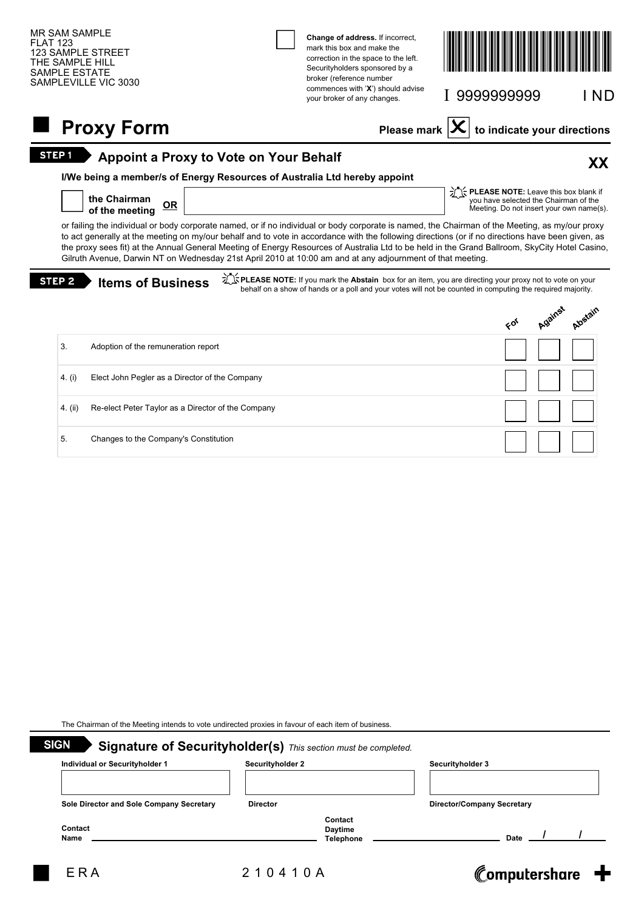MR SAM SAMPLE
FLAT 123
123 SAMPLE STREET
THE SAMPLE HILL
SAMPLE ESTATE
SAMPLEVILLE VIC 3030

☐ **Change of address.** If incorrect, mark this box and make the correction in the space to the left. Securityholders sponsored by a broker (reference number commences with '**X**') should advise your broker of any changes.

I 9999999999 I ND

# Proxy Form

**Please mark ☒ to indicate your directions**

## STEP 1 Appoint a Proxy to Vote on Your Behalf

**XX**

**I/We being a member/s of Energy Resources of Australia Ltd hereby appoint**

☐ **the Chairman of the meeting** **OR** ____________________

**PLEASE NOTE:** Leave this box blank if you have selected the Chairman of the Meeting. Do not insert your own name(s).

or failing the individual or body corporate named, or if no individual or body corporate is named, the Chairman of the Meeting, as my/our proxy to act generally at the meeting on my/our behalf and to vote in accordance with the following directions (or if no directions have been given, as the proxy sees fit) at the Annual General Meeting of Energy Resources of Australia Ltd to be held in the Grand Ballroom, SkyCity Hotel Casino, Gilruth Avenue, Darwin NT on Wednesday 21st April 2010 at 10:00 am and at any adjournment of that meeting.

## STEP 2 Items of Business

**PLEASE NOTE:** If you mark the **Abstain** box for an item, you are directing your proxy not to vote on your behalf on a show of hands or a poll and your votes will not be counted in computing the required majority.

| | | For | Against | Abstain |
|---|---|---|---|---|
| 3. | Adoption of the remuneration report | ☐ | ☐ | ☐ |
| 4. (i) | Elect John Pegler as a Director of the Company | ☐ | ☐ | ☐ |
| 4. (ii) | Re-elect Peter Taylor as a Director of the Company | ☐ | ☐ | ☐ |
| 5. | Changes to the Company's Constitution | ☐ | ☐ | ☐ |

The Chairman of the Meeting intends to vote undirected proxies in favour of each item of business.

## SIGN Signature of Securityholder(s) *This section must be completed.*

| Individual or Securityholder 1 | Securityholder 2 | Securityholder 3 |
|---|---|---|
| | | |
| Sole Director and Sole Company Secretary | Director | Director/Company Secretary |

Contact Name ____________________ Contact Daytime Telephone ____________________ Date ___ / ___ / ___

ERA 210410A

computershare